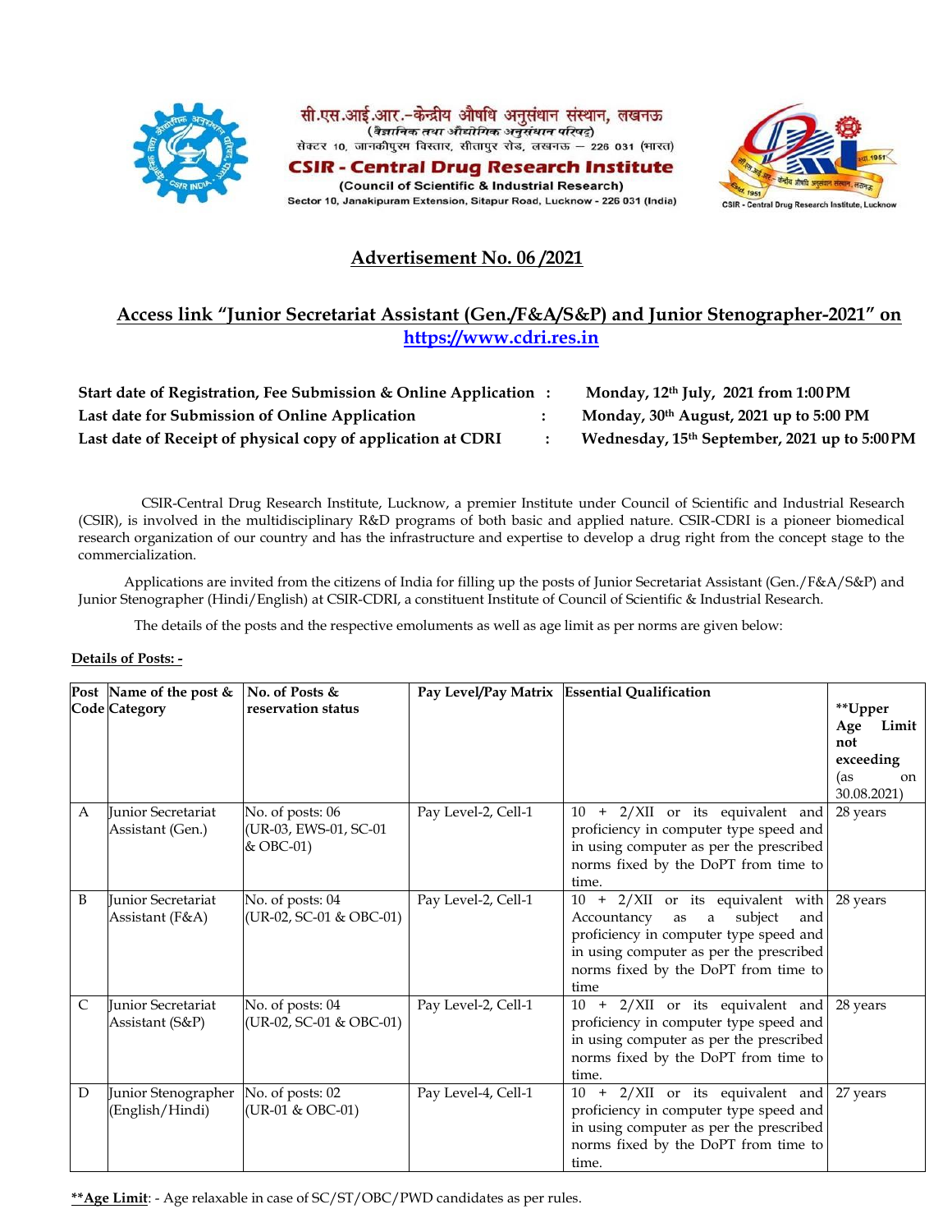सी.एस.आई.आर.-केन्द्रीय औषधि अनुसंधान संस्थान, लखनऊ
(वैज्ञानिक तथा औद्योगिक अनुसंधान परिषद्)
सेक्टर 10, जानकीपुरम विस्तार, सीतापुर रोड, लखनऊ – 226 031 (भारत)

**CSIR - Central Drug Research Institute**
(Council of Scientific & Industrial Research)
Sector 10, Janakipuram Extension, Sitapur Road, Lucknow - 226 031 (India)

## Advertisement No. 06 /2021

## Access link "Junior Secretariat Assistant (Gen./F&A/S&P) and Junior Stenographer-2021" on https://www.cdri.res.in

**Start date of Registration, Fee Submission & Online Application : Monday, 12th July, 2021 from 1:00 PM**
**Last date for Submission of Online Application : Monday, 30th August, 2021 up to 5:00 PM**
**Last date of Receipt of physical copy of application at CDRI : Wednesday, 15th September, 2021 up to 5:00 PM**

CSIR-Central Drug Research Institute, Lucknow, a premier Institute under Council of Scientific and Industrial Research (CSIR), is involved in the multidisciplinary R&D programs of both basic and applied nature. CSIR-CDRI is a pioneer biomedical research organization of our country and has the infrastructure and expertise to develop a drug right from the concept stage to the commercialization.

Applications are invited from the citizens of India for filling up the posts of Junior Secretariat Assistant (Gen./F&A/S&P) and Junior Stenographer (Hindi/English) at CSIR-CDRI, a constituent Institute of Council of Scientific & Industrial Research.

The details of the posts and the respective emoluments as well as age limit as per norms are given below:

**Details of Posts: -**

| Post Code | Name of the post & Category | No. of Posts & reservation status | Pay Level/Pay Matrix | Essential Qualification | **Upper Age Limit not exceeding (as on 30.08.2021) |
|---|---|---|---|---|---|
| A | Junior Secretariat Assistant (Gen.) | No. of posts: 06 (UR-03, EWS-01, SC-01 & OBC-01) | Pay Level-2, Cell-1 | 10 + 2/XII or its equivalent and proficiency in computer type speed and in using computer as per the prescribed norms fixed by the DoPT from time to time. | 28 years |
| B | Junior Secretariat Assistant (F&A) | No. of posts: 04 (UR-02, SC-01 & OBC-01) | Pay Level-2, Cell-1 | 10 + 2/XII or its equivalent with Accountancy as a subject and proficiency in computer type speed and in using computer as per the prescribed norms fixed by the DoPT from time to time | 28 years |
| C | Junior Secretariat Assistant (S&P) | No. of posts: 04 (UR-02, SC-01 & OBC-01) | Pay Level-2, Cell-1 | 10 + 2/XII or its equivalent and proficiency in computer type speed and in using computer as per the prescribed norms fixed by the DoPT from time to time. | 28 years |
| D | Junior Stenographer (English/Hindi) | No. of posts: 02 (UR-01 & OBC-01) | Pay Level-4, Cell-1 | 10 + 2/XII or its equivalent and proficiency in computer type speed and in using computer as per the prescribed norms fixed by the DoPT from time to time. | 27 years |

****Age Limit**: - Age relaxable in case of SC/ST/OBC/PWD candidates as per rules.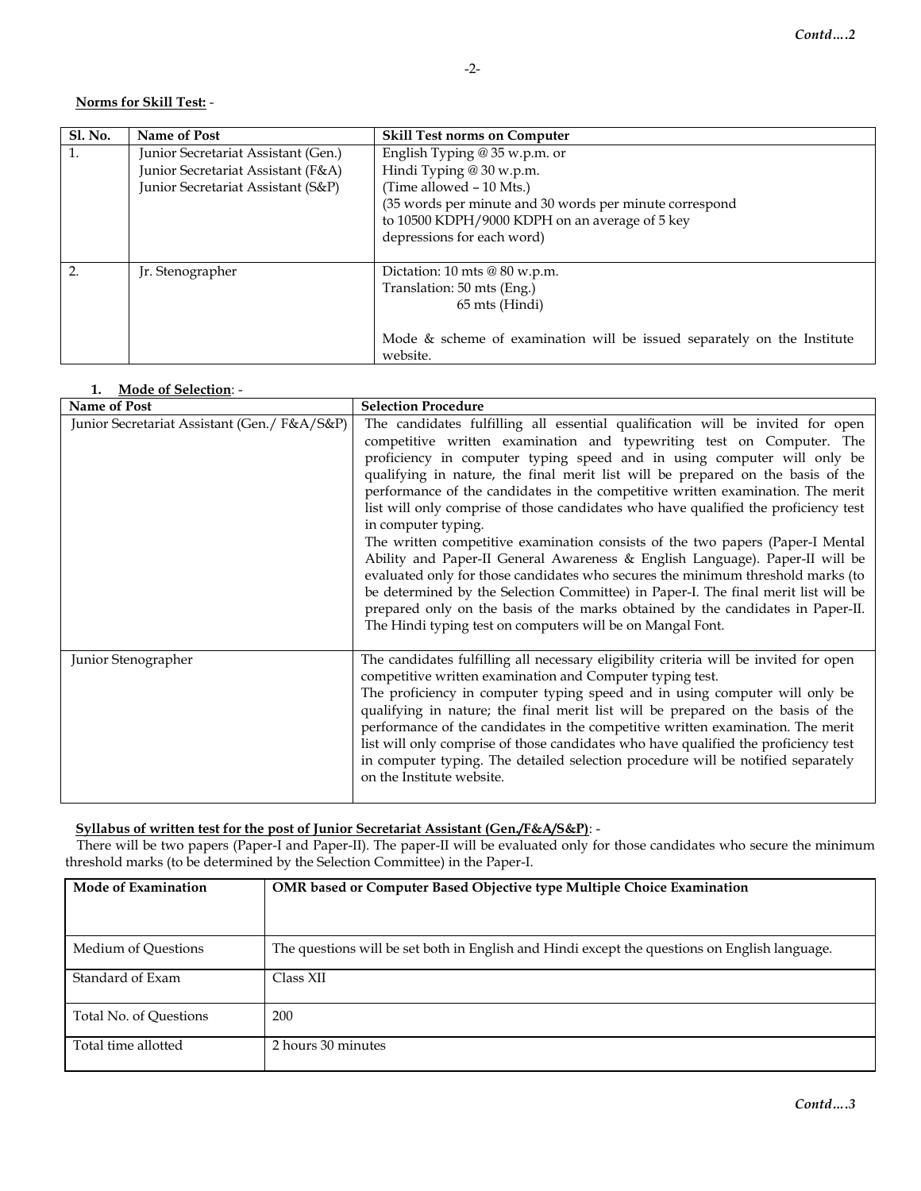**Norms for Skill Test:** -

| Sl. No. | Name of Post | Skill Test norms on Computer |
|---|---|---|
| 1. | Junior Secretariat Assistant (Gen.)<br>Junior Secretariat Assistant (F&A)<br>Junior Secretariat Assistant (S&P) | English Typing @ 35 w.p.m. or<br>Hindi Typing @ 30 w.p.m.<br>(Time allowed – 10 Mts.)<br>(35 words per minute and 30 words per minute correspond to 10500 KDPH/9000 KDPH on an average of 5 key depressions for each word) |
| 2. | Jr. Stenographer | Dictation: 10 mts @ 80 w.p.m.<br>Translation: 50 mts (Eng.)<br>65 mts (Hindi)<br><br>Mode & scheme of examination will be issued separately on the Institute website. |

1. **Mode of Selection**: -

| Name of Post | Selection Procedure |
|---|---|
| Junior Secretariat Assistant (Gen./ F&A/S&P) | The candidates fulfilling all essential qualification will be invited for open competitive written examination and typewriting test on Computer. The proficiency in computer typing speed and in using computer will only be qualifying in nature, the final merit list will be prepared on the basis of the performance of the candidates in the competitive written examination. The merit list will only comprise of those candidates who have qualified the proficiency test in computer typing.<br>The written competitive examination consists of the two papers (Paper-I Mental Ability and Paper-II General Awareness & English Language). Paper-II will be evaluated only for those candidates who secures the minimum threshold marks (to be determined by the Selection Committee) in Paper-I. The final merit list will be prepared only on the basis of the marks obtained by the candidates in Paper-II. The Hindi typing test on computers will be on Mangal Font. |
| Junior Stenographer | The candidates fulfilling all necessary eligibility criteria will be invited for open competitive written examination and Computer typing test.<br>The proficiency in computer typing speed and in using computer will only be qualifying in nature; the final merit list will be prepared on the basis of the performance of the candidates in the competitive written examination. The merit list will only comprise of those candidates who have qualified the proficiency test in computer typing. The detailed selection procedure will be notified separately on the Institute website. |

**Syllabus of written test for the post of Junior Secretariat Assistant (Gen./F&A/S&P)**: -

There will be two papers (Paper-I and Paper-II). The paper-II will be evaluated only for those candidates who secure the minimum threshold marks (to be determined by the Selection Committee) in the Paper-I.

| **Mode of Examination** | **OMR based or Computer Based Objective type Multiple Choice Examination** |
|---|---|
| Medium of Questions | The questions will be set both in English and Hindi except the questions on English language. |
| Standard of Exam | Class XII |
| Total No. of Questions | 200 |
| Total time allotted | 2 hours 30 minutes |

*Contd….3*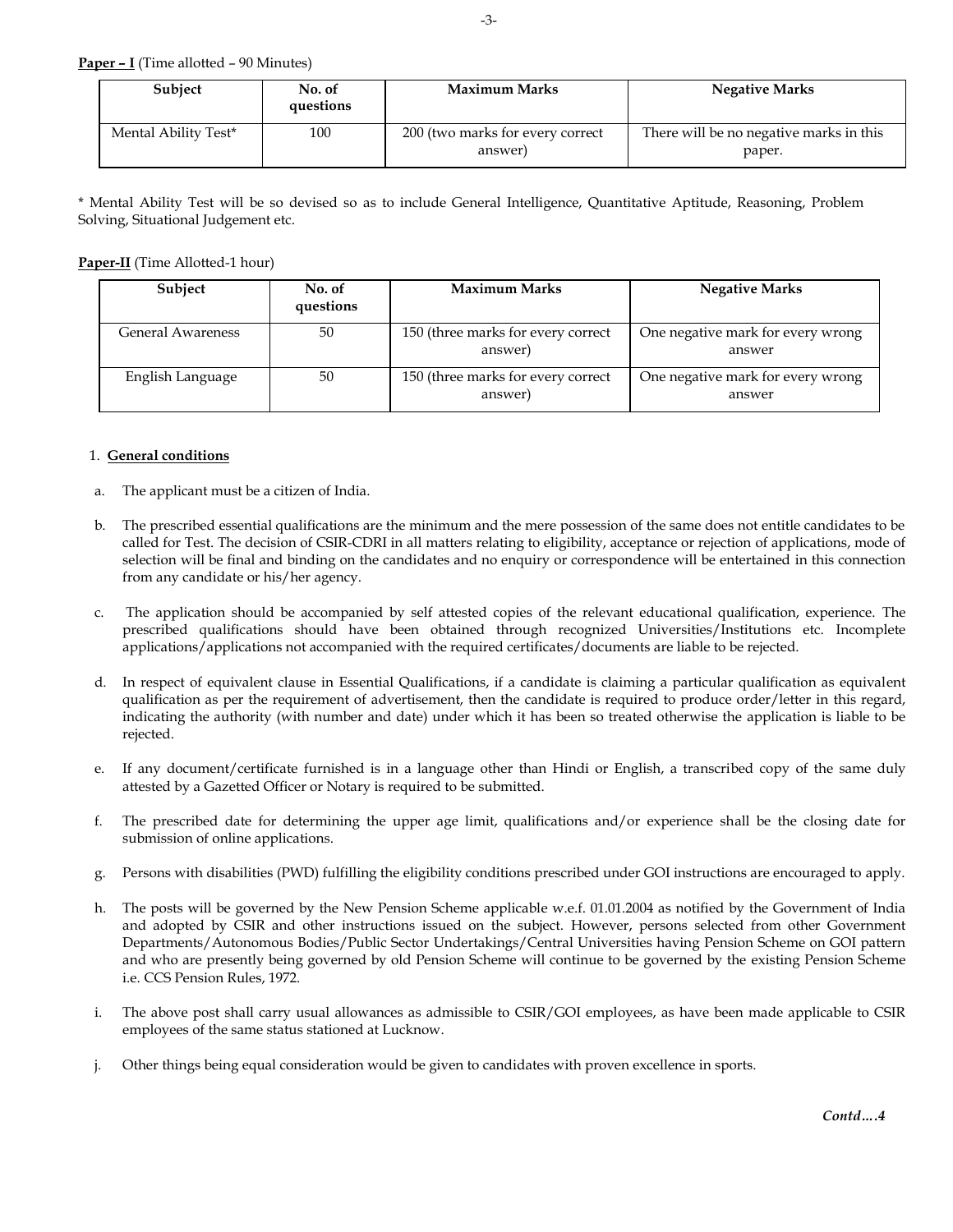**Paper – I** (Time allotted – 90 Minutes)

| Subject | No. of questions | Maximum Marks | Negative Marks |
|---|---|---|---|
| Mental Ability Test* | 100 | 200 (two marks for every correct answer) | There will be no negative marks in this paper. |

* Mental Ability Test will be so devised so as to include General Intelligence, Quantitative Aptitude, Reasoning, Problem Solving, Situational Judgement etc.

**Paper-II** (Time Allotted-1 hour)

| Subject | No. of questions | Maximum Marks | Negative Marks |
|---|---|---|---|
| General Awareness | 50 | 150 (three marks for every correct answer) | One negative mark for every wrong answer |
| English Language | 50 | 150 (three marks for every correct answer) | One negative mark for every wrong answer |

1. **General conditions**

a. The applicant must be a citizen of India.

b. The prescribed essential qualifications are the minimum and the mere possession of the same does not entitle candidates to be called for Test. The decision of CSIR-CDRI in all matters relating to eligibility, acceptance or rejection of applications, mode of selection will be final and binding on the candidates and no enquiry or correspondence will be entertained in this connection from any candidate or his/her agency.

c. The application should be accompanied by self attested copies of the relevant educational qualification, experience. The prescribed qualifications should have been obtained through recognized Universities/Institutions etc. Incomplete applications/applications not accompanied with the required certificates/documents are liable to be rejected.

d. In respect of equivalent clause in Essential Qualifications, if a candidate is claiming a particular qualification as equivalent qualification as per the requirement of advertisement, then the candidate is required to produce order/letter in this regard, indicating the authority (with number and date) under which it has been so treated otherwise the application is liable to be rejected.

e. If any document/certificate furnished is in a language other than Hindi or English, a transcribed copy of the same duly attested by a Gazetted Officer or Notary is required to be submitted.

f. The prescribed date for determining the upper age limit, qualifications and/or experience shall be the closing date for submission of online applications.

g. Persons with disabilities (PWD) fulfilling the eligibility conditions prescribed under GOI instructions are encouraged to apply.

h. The posts will be governed by the New Pension Scheme applicable w.e.f. 01.01.2004 as notified by the Government of India and adopted by CSIR and other instructions issued on the subject. However, persons selected from other Government Departments/Autonomous Bodies/Public Sector Undertakings/Central Universities having Pension Scheme on GOI pattern and who are presently being governed by old Pension Scheme will continue to be governed by the existing Pension Scheme i.e. CCS Pension Rules, 1972.

i. The above post shall carry usual allowances as admissible to CSIR/GOI employees, as have been made applicable to CSIR employees of the same status stationed at Lucknow.

j. Other things being equal consideration would be given to candidates with proven excellence in sports.

*Contd….4*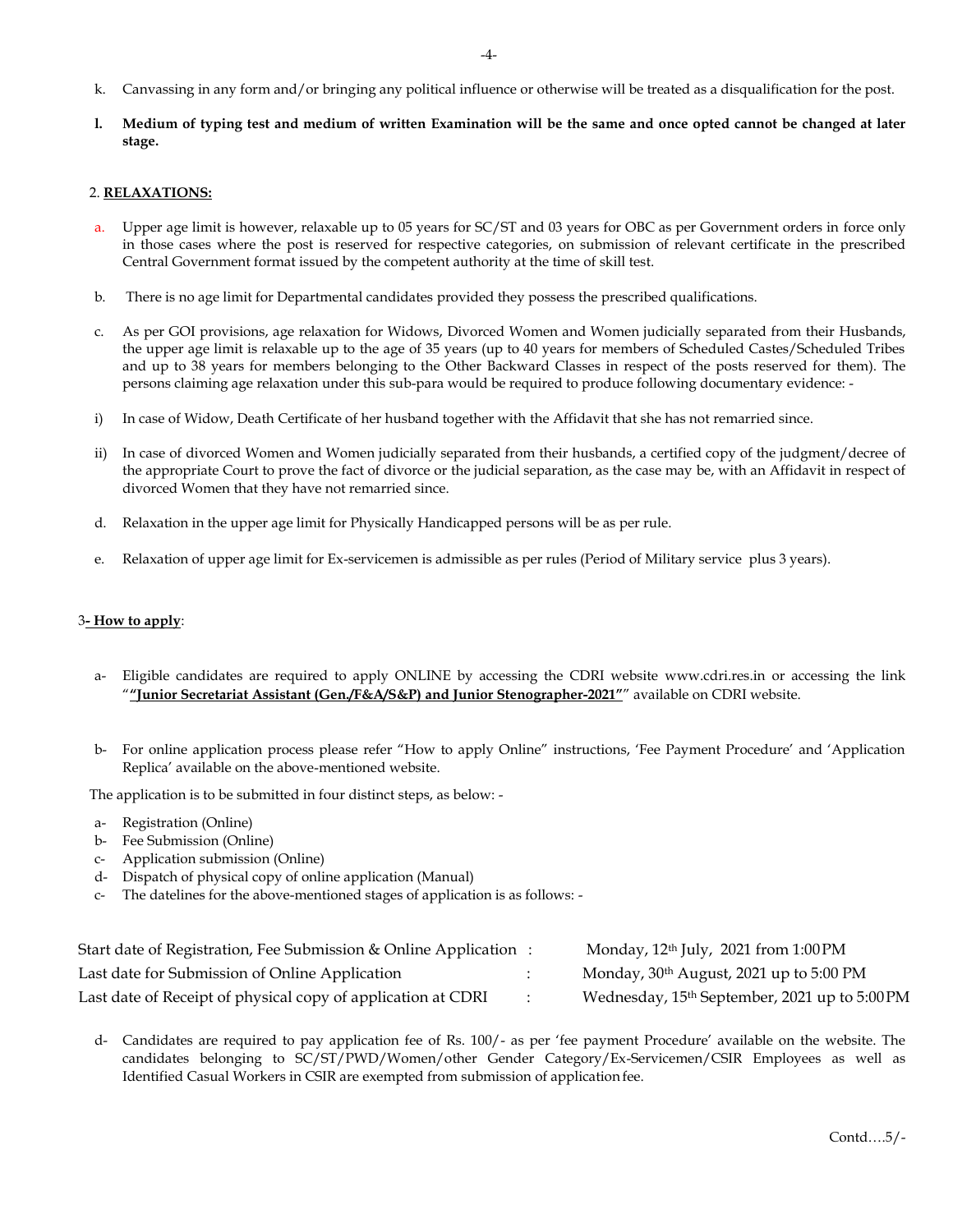k. Canvassing in any form and/or bringing any political influence or otherwise will be treated as a disqualification for the post.

**l. Medium of typing test and medium of written Examination will be the same and once opted cannot be changed at later stage.**

2. **RELAXATIONS:**

a. Upper age limit is however, relaxable up to 05 years for SC/ST and 03 years for OBC as per Government orders in force only in those cases where the post is reserved for respective categories, on submission of relevant certificate in the prescribed Central Government format issued by the competent authority at the time of skill test.

b. There is no age limit for Departmental candidates provided they possess the prescribed qualifications.

c. As per GOI provisions, age relaxation for Widows, Divorced Women and Women judicially separated from their Husbands, the upper age limit is relaxable up to the age of 35 years (up to 40 years for members of Scheduled Castes/Scheduled Tribes and up to 38 years for members belonging to the Other Backward Classes in respect of the posts reserved for them). The persons claiming age relaxation under this sub-para would be required to produce following documentary evidence: -

i) In case of Widow, Death Certificate of her husband together with the Affidavit that she has not remarried since.

ii) In case of divorced Women and Women judicially separated from their husbands, a certified copy of the judgment/decree of the appropriate Court to prove the fact of divorce or the judicial separation, as the case may be, with an Affidavit in respect of divorced Women that they have not remarried since.

d. Relaxation in the upper age limit for Physically Handicapped persons will be as per rule.

e. Relaxation of upper age limit for Ex-servicemen is admissible as per rules (Period of Military service plus 3 years).

3**- How to apply**:

a- Eligible candidates are required to apply ONLINE by accessing the CDRI website www.cdri.res.in or accessing the link "**"Junior Secretariat Assistant (Gen./F&A/S&P) and Junior Stenographer-2021"**" available on CDRI website.

b- For online application process please refer "How to apply Online" instructions, 'Fee Payment Procedure' and 'Application Replica' available on the above-mentioned website.

The application is to be submitted in four distinct steps, as below: -

a- Registration (Online)
b- Fee Submission (Online)
c- Application submission (Online)
d- Dispatch of physical copy of online application (Manual)
c- The datelines for the above-mentioned stages of application is as follows: -

| | | |
|---|---|---|
| Start date of Registration, Fee Submission & Online Application | : | Monday, 12th July, 2021 from 1:00 PM |
| Last date for Submission of Online Application | : | Monday, 30th August, 2021 up to 5:00 PM |
| Last date of Receipt of physical copy of application at CDRI | : | Wednesday, 15th September, 2021 up to 5:00 PM |

d- Candidates are required to pay application fee of Rs. 100/- as per 'fee payment Procedure' available on the website. The candidates belonging to SC/ST/PWD/Women/other Gender Category/Ex-Servicemen/CSIR Employees as well as Identified Casual Workers in CSIR are exempted from submission of application fee.

Contd….5/-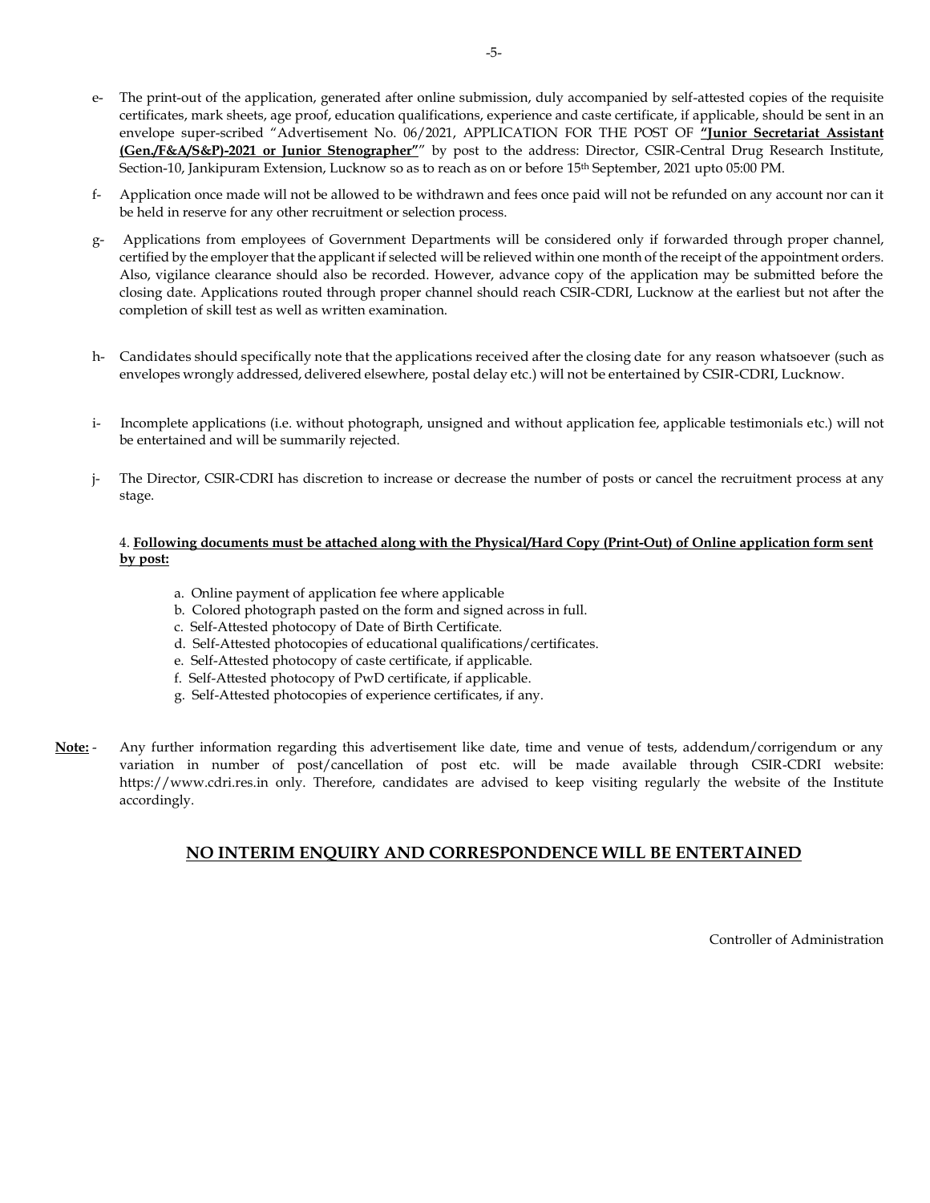e- The print-out of the application, generated after online submission, duly accompanied by self-attested copies of the requisite certificates, mark sheets, age proof, education qualifications, experience and caste certificate, if applicable, should be sent in an envelope super-scribed "Advertisement No. 06/2021, APPLICATION FOR THE POST OF **"Junior Secretariat Assistant (Gen./F&A/S&P)-2021 or Junior Stenographer"**" by post to the address: Director, CSIR-Central Drug Research Institute, Section-10, Jankipuram Extension, Lucknow so as to reach as on or before 15th September, 2021 upto 05:00 PM.

f- Application once made will not be allowed to be withdrawn and fees once paid will not be refunded on any account nor can it be held in reserve for any other recruitment or selection process.

g- Applications from employees of Government Departments will be considered only if forwarded through proper channel, certified by the employer that the applicant if selected will be relieved within one month of the receipt of the appointment orders. Also, vigilance clearance should also be recorded. However, advance copy of the application may be submitted before the closing date. Applications routed through proper channel should reach CSIR-CDRI, Lucknow at the earliest but not after the completion of skill test as well as written examination.

h- Candidates should specifically note that the applications received after the closing date for any reason whatsoever (such as envelopes wrongly addressed, delivered elsewhere, postal delay etc.) will not be entertained by CSIR-CDRI, Lucknow.

i- Incomplete applications (i.e. without photograph, unsigned and without application fee, applicable testimonials etc.) will not be entertained and will be summarily rejected.

j- The Director, CSIR-CDRI has discretion to increase or decrease the number of posts or cancel the recruitment process at any stage.

4. **Following documents must be attached along with the Physical/Hard Copy (Print-Out) of Online application form sent by post:**

a. Online payment of application fee where applicable
b. Colored photograph pasted on the form and signed across in full.
c. Self-Attested photocopy of Date of Birth Certificate.
d. Self-Attested photocopies of educational qualifications/certificates.
e. Self-Attested photocopy of caste certificate, if applicable.
f. Self-Attested photocopy of PwD certificate, if applicable.
g. Self-Attested photocopies of experience certificates, if any.

**Note:** - Any further information regarding this advertisement like date, time and venue of tests, addendum/corrigendum or any variation in number of post/cancellation of post etc. will be made available through CSIR-CDRI website: https://www.cdri.res.in only. Therefore, candidates are advised to keep visiting regularly the website of the Institute accordingly.

**NO INTERIM ENQUIRY AND CORRESPONDENCE WILL BE ENTERTAINED**

Controller of Administration